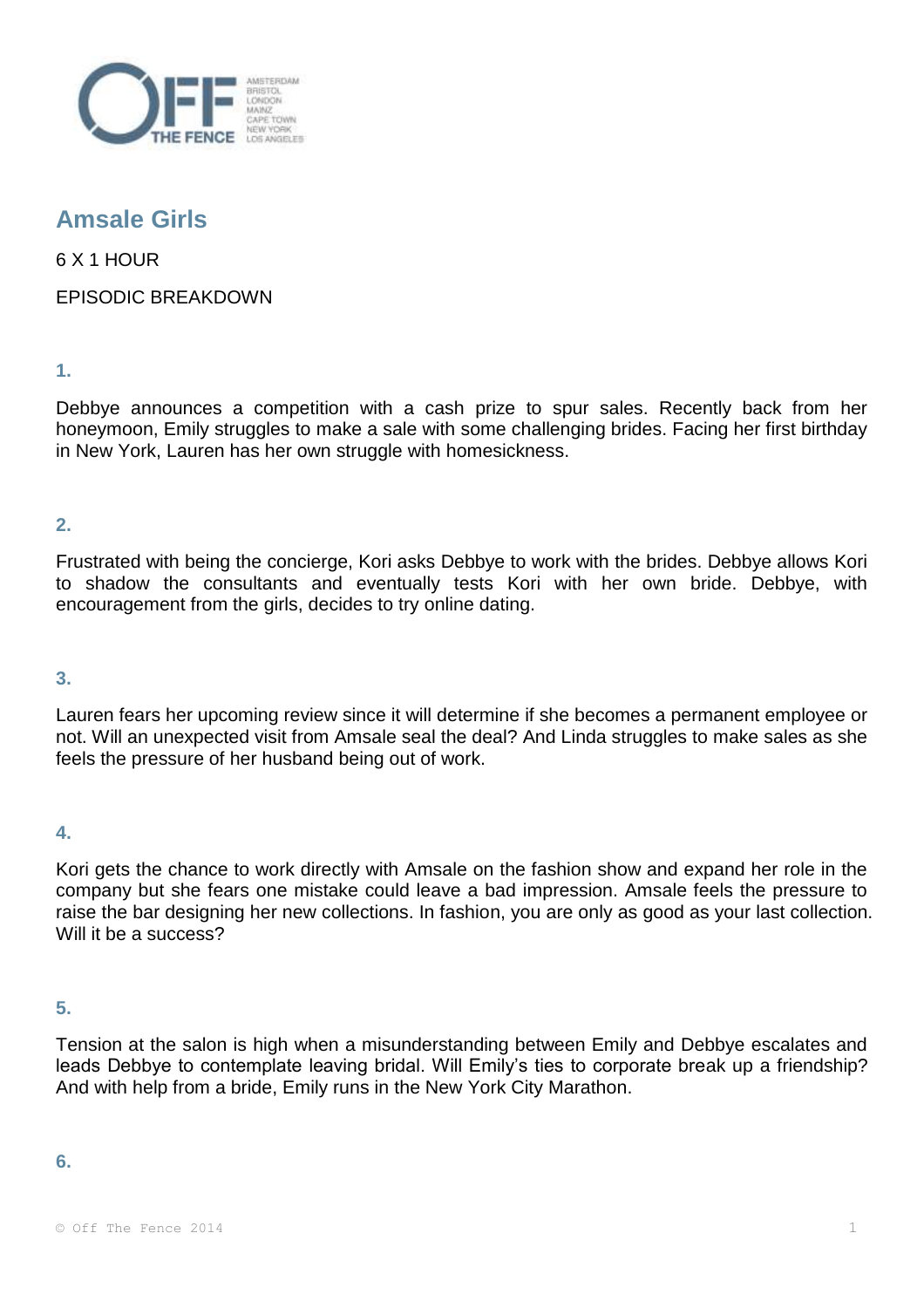# Amsale Girls

6 X 1 HOUR

EPISODIC BREAKDOWN

## 1.

Debbye announces a competition with a cash prize to spur sales. Recently back from her honeymoon, Emily struggles to make a sale with some challenging brides. Facing her first birthday in New York, Lauren has her own struggle with homesickness.

## 2.

Frustrated with being the concierge, Kori asks Debbye to work with the brides. Debbye allows Kori to shadow the consultants and eventually tests Kori with her own bride. Debbye, with encouragement from the girls, decides to try online dating.

## 3.

Lauren fears her upcoming review since it will determine if she becomes a permanent employee or not. Will an unexpected visit from Amsale seal the deal? And Linda struggles to make sales as she feels the pressure of her husband being out of work.

## 4.

Kori gets the chance to work directly with Amsale on the fashion show and expand her role in the company but she fears one mistake could leave a bad impression. Amsale feels the pressure to raise the bar designing her new collections. In fashion, you are only as good as your last collection. Will it be a success?

## 5.

Tension at the salon is high when a misunderstanding between Emily and Debbye escalates and leads Debbye to contemplate leaving bridal. Will Emily's ties to corporate break up a friendship? And with help from a bride, Emily runs in the New York City Marathon.

## 6.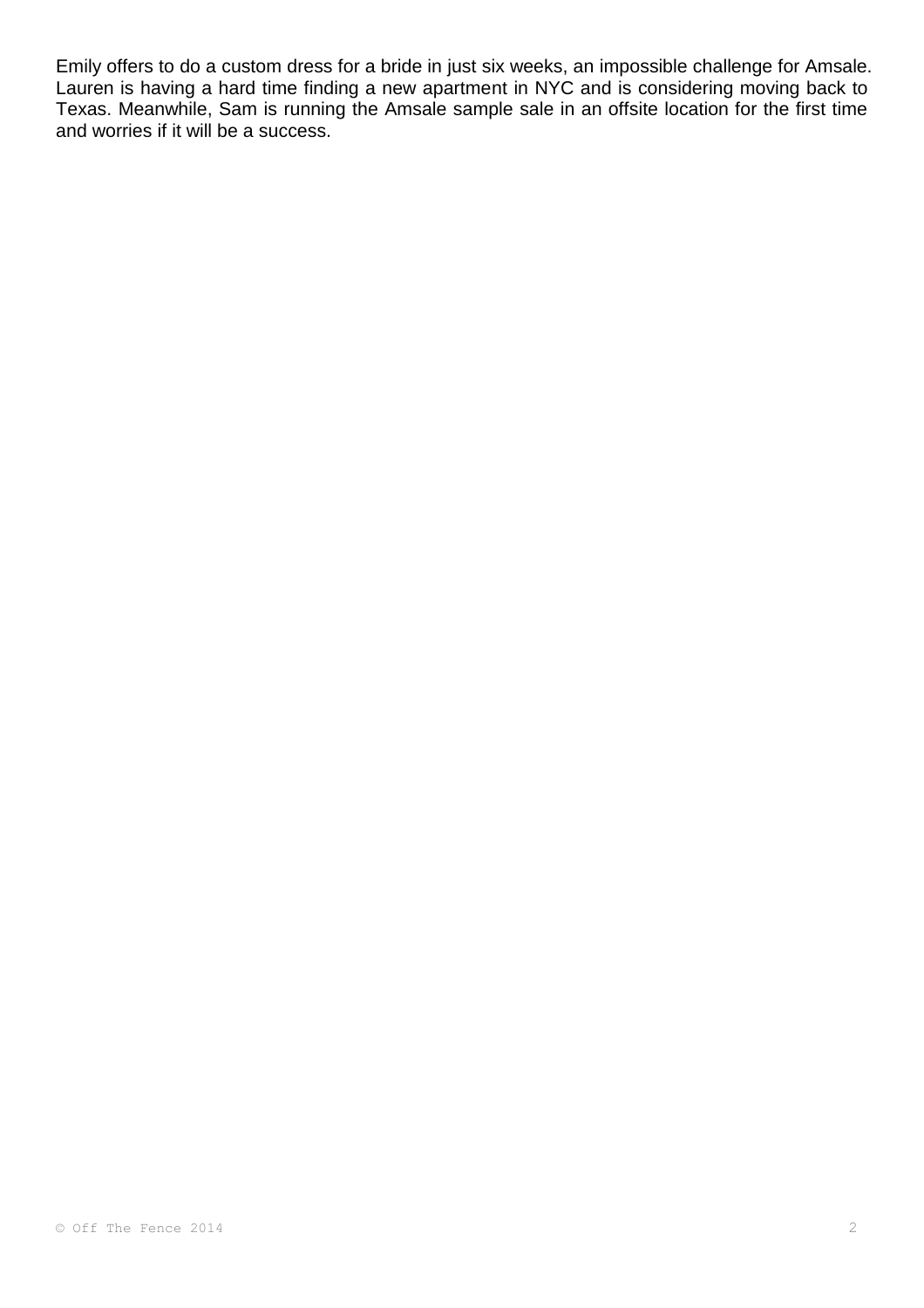Emily offers to do a custom dress for a bride in just six weeks, an impossible challenge for Amsale. Lauren is having a hard time finding a new apartment in NYC and is considering moving back to Texas. Meanwhile, Sam is running the Amsale sample sale in an offsite location for the first time and worries if it will be a success.